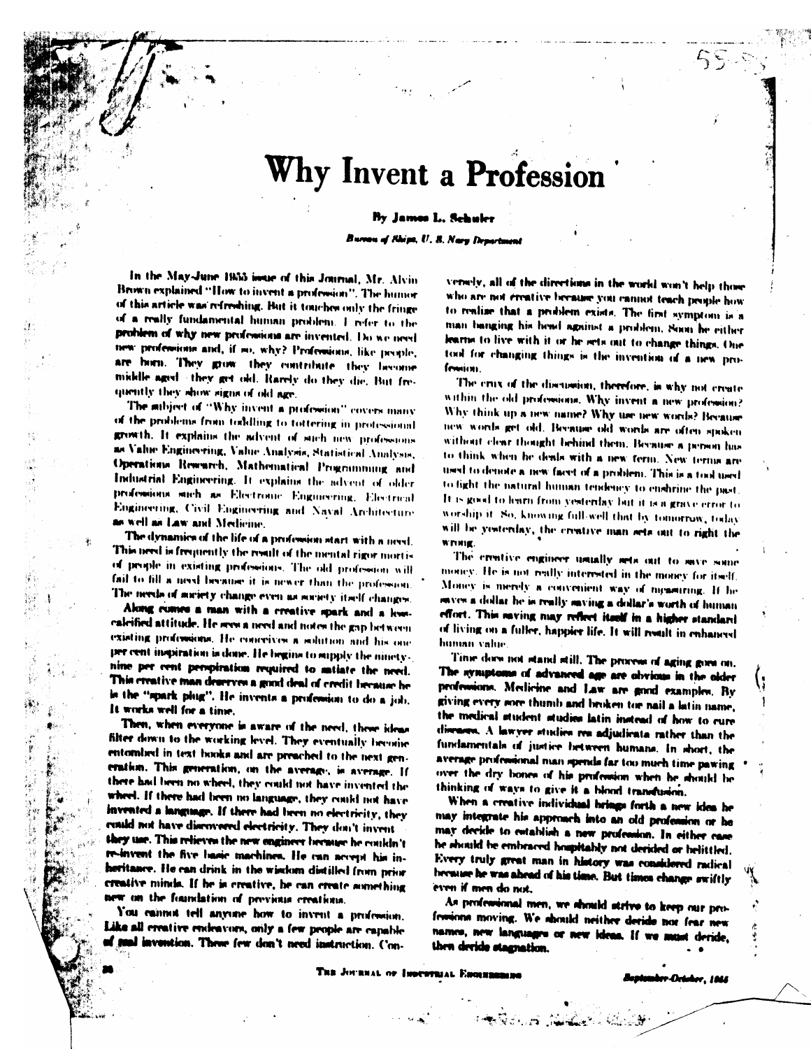# Why Invent a Profession

**By James L. Schuler**

*Bureau of Ships, U. S. Navy Department*

In the May-June 1955 issue of this Journal, Mr. Alvin Brown explained "How to invent a profession". The humor of this article was refreshing. But it touches only the fringe of a really fundamental human problem. I refer to the problem of why new professions are invented. Do we need new professions and, if so, why? Professions, like people, are born. They grow—they contribute—they become middle aged—they get old. Rarely do they die. But frequently they show signs of old age.

The subject of "Why invent a profession" covers many of the problems from toddling to tottering in professional growth. It explains the advent of such new professions as Value Engineering, Value Analysis, Statistical Analysis, Operations Research, Mathematical Programming and Industrial Engineering. It explains the advent of older professions such as Electronic Engineering, Electrical Engineering, Civil Engineering and Naval Architecture as well as Law and Medicine.

The dynamics of the life of a profession start with a need. This need is frequently the result of the mental rigor mortis of people in existing professions. The old profession will fail to fill a need because it is newer than the profession. The needs of society change even as society itself changes.

Along comes a man with a creative spark and a less-calcified attitude. He sees a need and notes the gap between existing professions. He conceives a solution and his one per cent inspiration is done. He begins to supply the ninety-nine per cent perspiration required to satiate the need. This creative man deserves a good deal of credit because he is the "spark plug". He invents a profession to do a job. It works well for a time.

Then, when everyone is aware of the need, these ideas filter down to the working level. They eventually become entombed in text books and are preached to the next generation. This generation, on the average, is average. If there had been no wheel, they could not have invented the wheel. If there had been no language, they could not have invented a language. If there had been no electricity, they could not have discovered electricity. They don't invent—they use. This relieves the new engineer because he couldn't re-invent the five basic machines. He can accept his inheritance. He can drink in the wisdom distilled from prior creative minds. If he is creative, he can create something new on the foundation of previous creations.

You cannot tell anyone how to invent a profession. Like all creative endeavors, only a few people are capable of real invention. These few don't need instruction. Conversely, all of the directions in the world won't help those who are not creative because you cannot teach people how to realize that a problem exists. The first symptom is a man banging his head against a problem. Soon he either learns to live with it or he sets out to change things. One tool for changing things is the invention of a new profession.

The crux of the discussion, therefore, is why not create within the old professions. Why invent a new profession? Why think up a new name? Why use new words? Because new words get old. Because old words are often spoken without clear thought behind them. Because a person has to think when he deals with a new term. New terms are used to denote a new facet of a problem. This is a tool used to fight the natural human tendency to enshrine the past. It is good to learn from yesterday but it is a grave error to worship it. So, knowing full well that by tomorrow, today will be yesterday, the creative man sets out to right the wrong.

The creative engineer usually sets out to save some money. He is not really interested in the money for itself. Money is merely a convenient way of measuring. If he saves a dollar he is really saving a dollar's worth of human effort. This saving may reflect itself in a higher standard of living on a fuller, happier life. It will result in enhanced human value.

Time does not stand still. The process of aging goes on. The symptoms of advanced age are obvious in the older professions. Medicine and Law are good examples. By giving every sore thumb and broken toe nail a latin name, the medical student studies latin instead of how to cure diseases. A lawyer studies res adjudicata rather than the fundamentals of justice between humans. In short, the average professional man spends far too much time pawing over the dry bones of his profession when he should be thinking of ways to give it a blood transfusion.

When a creative individual brings forth a new idea he may integrate his approach into an old profession or he may decide to establish a new profession. In either case he should be embraced hospitably not derided or belittled. Every truly great man in history was considered radical because he was ahead of his time. But times change swiftly even if men do not.

As professional men, we should strive to keep our professions moving. We should neither deride nor fear new names, new languages or new ideas. If we must deride, then deride stagnation.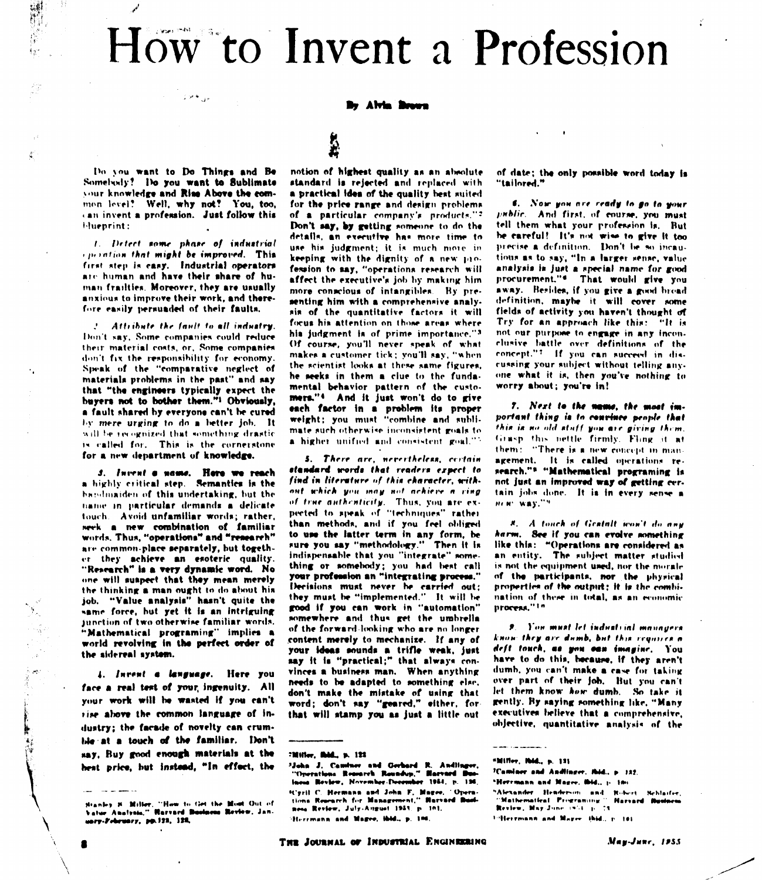# How to Invent a Profession

By Alvin Brown

Do you want to Do Things and Be Somebody? Do you want to Sublimate your knowledge and Rise Above the common level? Well, why not? You, too, can invent a profession. Just follow this blueprint:

*1. Detect some phase of industrial operation that might be improved.* This first step is easy. Industrial operators are human and have their share of human frailties. Moreover, they are usually anxious to improve their work, and therefore easily persuaded of their faults.

*2. Attribute the fault to all industry.* Don't say, Some companies could reduce their material costs, or, Some companies don't fix the responsibility for economy. Speak of the "comparative neglect of materials problems in the past" and say that "the engineers typically expect the buyers not to bother them."[1] Obviously, a fault shared by everyone can't be cured by mere urging to do a better job. It will be recognized that something drastic is called for. This is the cornerstone for a new department of knowledge.

*3. Invent a name.* Here we reach a highly critical step. Semantics is the handmaiden of this undertaking, but the name in particular demands a delicate touch. Avoid unfamiliar words; rather, seek a new combination of familiar words. Thus, "operations" and "research" are common-place separately, but together they achieve an esoteric quality. "Research" is a very dynamic word. No one will suspect that they mean merely the thinking a man ought to do about his job. "Value analysis" hasn't quite the same force, but yet it is an intriguing junction of two otherwise familiar words. "Mathematical programing" implies a world revolving in the perfect order of the sidereal system.

*4. Invent a language.* Here you face a real test of your ingenuity. All your work will be wasted if you can't rise above the common language of industry; the facade of novelty can crumble at a touch of the familiar. Don't say, Buy good enough materials at the best price, but instead, "In effect, the notion of highest quality as an absolute standard is rejected and replaced with a practical idea of the quality best suited for the price range and design problems of a particular company's products."[2] Don't say, by getting someone to do the details, an executive has more time to use his judgment; it is much more in keeping with the dignity of a new profession to say, "operations research will affect the executive's job by making him more conscious of intangibles. By presenting him with a comprehensive analysis of the quantitative factors it will focus his attention on those areas where his judgment is of prime importance."[3] Of course, you'll never speak of what makes a customer tick; you'll say, "when the scientist looks at these same figures, he seeks in them a clue to the fundamental behavior pattern of the customers."[4] And it just won't do to give each factor in a problem its proper weight; you must "combine and sublimate such otherwise inconsistent goals to a higher unified and consistent goal."[5]

*5. There are, nevertheless, certain standard words that readers expect to find in literature of this character, without which you may not achieve a ring of true authenticity.* Thus, you are expected to speak of "techniques" rather than methods, and if you feel obliged to use the latter term in any form, be sure you say "methodology." Then it is indispensable that you "integrate" something or somebody; you had best call your profession an "integrating process." Decisions must never be carried out; they must be "implemented." It will be good if you can work in "automation" somewhere and thus get the umbrella of the forward-looking who are no longer content merely to mechanize. If any of your ideas sounds a trifle weak, just say it is "practical;" that always convinces a business man. When anything needs to be adapted to something else, don't make the mistake of using that word; don't say "geared," either, for that will stamp you as just a little out of date; the only possible word today is "tailored."

*6. Now you are ready to go to your public.* And first, of course, you must tell them what your profession is. But be careful! It's not wise to give it too precise a definition. Don't be so incautious as to say, "In a larger sense, value analysis is just a special name for good procurement."[6] That would give you away. Besides, if you give a good broad definition, maybe it will cover some fields of activity you haven't thought of. Try for an approach like this: "It is not our purpose to engage in any inconclusive battle over definitions of the concept."[7] If you can succeed in discussing your subject without telling anyone what it is, then you've nothing to worry about; you're in!

*7. Next to the name, the most important thing is to convince people that this is no old stuff you are giving them.* Grasp this nettle firmly. Fling it at them: "There is a new concept in management. It is called operations research."[8] "Mathematical programing is not just an improved way of getting certain jobs done. It is in every sense a new way."[9]

*8. A touch of Gestalt won't do any harm.* See if you can evolve something like this: "Operations are considered as an entity. The subject matter studied is not the equipment used, nor the morale of the participants, nor the physical properties of the output; it is the combination of these in total, as an economic process."[10]

*9. You must let industrial managers know they are dumb, but this requires a deft touch, as you can imagine.* You have to do this, because, if they aren't dumb, you can't make a case for taking over part of their job. But you can't let them know *how* dumb. So take it gently. By saying something like, "Many executives believe that a comprehensive, objective, quantitative analysis of the

---

[1] Stanley E. Miller, "How to Get the Most Out of Value Analysis," Harvard Business Review, January-February, 1955, pp. 123, 128.

[2] Miller, ibid., p. 123

[3] John J. Caminer and Gerhard R. Andlinger, "Operations Research Roundup," Harvard Business Review, November-December 1954, p. 136.

[4] Cyril C. Hermann and John F. Magee, "Operations Research for Management," Harvard Business Review, July-August 1953, p. 101.

[5] Herrmann and Magee, ibid., p. 106.

[6] Miller, ibid., p. 131

[7] Caminer and Andlinger, ibid., p. 132.

[8] Herrmann and Magee, ibid., p. 100.

[9] Alexander Henderson and Robert Schlaifer, "Mathematical Programming," Harvard Business Review, May-June 1954, p. 73.

[10] Herrmann and Magee, ibid., p. 101.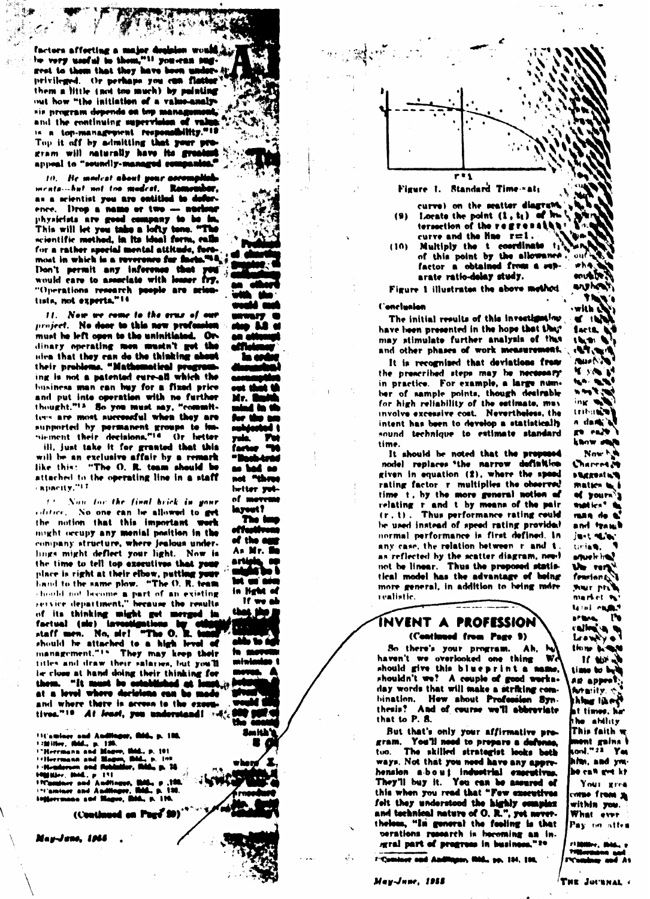factors affecting a major decision would be very useful to them,"[11] you can suggest to them that they have been underprivileged. Or perhaps you can flatter them a little (not too much) by pointing out how "the initiation of a value-analysis program depends on top management, and the continuing supervision of value is a top-management responsibility."[12] Top it off by admitting that your program will naturally have its greatest appeal to "soundly-managed companies."

*10. Be modest about your accomplishments—but not too modest.* Remember, as a scientist you are entitled to deference. Drop a name or two — nuclear physicists are good company to be in. This will let you take a lofty tone. "The scientific method, in its ideal form, calls for a rather special mental attitude, foremost in which is a reverence for facts."[13] Don't permit any inference that you would care to associate with lesser fry. "Operations research people are scientists, not experts."[14]

*11. Now we come to the crux of our project.* No door to this new profession must be left open to the uninitiated. Ordinary operating men mustn't get the idea that they can do the thinking about their problems. "Mathematical programming is not a patented cure-all which the business man can buy for a fixed price and put into operation with no further thought."[15] So you must say, "committees are most successful when they are supported by permanent groups to implement their decisions."[16] Or better still, just take it for granted that this will be an exclusive affair by a remark like this: "The O. R. team should be attached to the operating line in a staff capacity."[17]

*12. Now for the final brick in your edifice.* No one can be allowed to get the notion that this important work might occupy any menial position in the company structure, where jealous underlings might deflect your light. Now is the time to tell top executives that your place is right at their elbow, putting your hand to the same plow. "The O. R. team should not become a part of an existing service department," because the results of its thinking might get merged in factual (sic) investigations by other staff men. No, sir! "The O. R. team should be attached to a high level of management."[18] They may keep their titles and draw their salaries, but you'll be close at hand doing their thinking for them. "It must be established at least at a level where decisions can be made and where there is access to the executives."[19] *At least, you understand!*

[11]Caminer and Andlinger, ibid., p. 136.
[12]Miller, ibid., p. 125.
[13]Herrmann and Magee, ibid., p. 101
[14]Herrmann and Magee, ibid., p. 109
[15]Henderson and Schlaifer, ibid., p. 76
[16]Miller, ibid., p. 131
[17]Caminer and Andlinger, ibid., p. 136.
[18]Caminer and Andlinger, ibid., p. 136.
[19]Herrmann and Magee, ibid., p. 110.

(Continued on Page 20)

r=1

Figure 1. Standard Time-rat

curve) on the scatter diagram.

(9) Locate the point $(1, t_1)$ of intersection of the regression curve and the line $r = 1$.

(10) Multiply the t coordinate $t_1$ of this point by the allowance factor a obtained from a separate ratio-delay study.

Figure 1 illustrates the above method.

## Conclusion

The initial results of this investigation have been presented in the hope that they may stimulate further analysis of this and other phases of work measurement.

It is recognized that deviations from the prescribed steps may be necessary in practice. For example, a large number of sample points, though desirable for high reliability of the estimate, may involve excessive cost. Nevertheless, the intent has been to develop a statistically sound technique to estimate standard time.

It should be noted that the proposed model replaces the narrow definition given in equation (2), where the speed rating factor r multiplies the observed time t, by the more general notion of relating r and t by means of the pair (r, t). Thus performance rating could be used instead of speed rating provided normal performance is first defined. In any case, the relation between r and t, as reflected by the scatter diagram, need not be linear. Thus the proposed statistical model has the advantage of being more general, in addition to being more realistic.

## INVENT A PROFESSION

(Continued from Page 9)

So there's your program. Ah, but haven't we overlooked one thing? We should give this blueprint a name, shouldn't we? A couple of good workaday words that will make a striking combination. How about Profession Synthesis? And of course we'll abbreviate that to P. S.

But that's only your affirmative program. You'll need to prepare a defense, too. The skilled strategist looks both ways. Not that you need have any apprehension about industrial executives. They'll buy it. You can be assured of this when you read that "Few executives felt they understood the highly complex and technical nature of O. R.", yet nevertheless, "In general the feeling is that operations research is becoming an integral part of progress in business."[20]

[20]Caminer and Andlinger, ibid., pp. 134, 136.